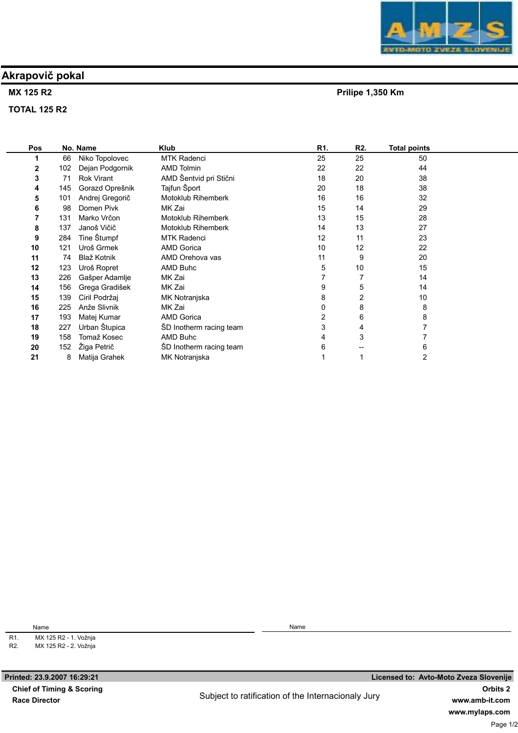# Akrapovič pokal

**MX 125 R2** — **Prilipe 1,350 Km**

**TOTAL 125 R2**

| Pos | No. | Name | Klub | R1. | R2. | Total points |
|---|---|---|---|---|---|---|
| 1 | 66 | Niko Topolovec | MTK Radenci | 25 | 25 | 50 |
| 2 | 102 | Dejan Podgornik | AMD Tolmin | 22 | 22 | 44 |
| 3 | 71 | Rok Virant | AMD Šentvid pri Stični | 18 | 20 | 38 |
| 4 | 145 | Gorazd Oprešnik | Tajfun Šport | 20 | 18 | 38 |
| 5 | 101 | Andrej Gregorič | Motoklub Rihemberk | 16 | 16 | 32 |
| 6 | 98 | Domen Pivk | MK Zai | 15 | 14 | 29 |
| 7 | 131 | Marko Vrčon | Motoklub Rihemberk | 13 | 15 | 28 |
| 8 | 137 | Janoš Vičič | Motoklub Rihemberk | 14 | 13 | 27 |
| 9 | 284 | Tine Štumpf | MTK Radenci | 12 | 11 | 23 |
| 10 | 121 | Uroš Grmek | AMD Gorica | 10 | 12 | 22 |
| 11 | 74 | Blaž Kotnik | AMD Orehova vas | 11 | 9 | 20 |
| 12 | 123 | Uroš Ropret | AMD Buhc | 5 | 10 | 15 |
| 13 | 226 | Gašper Adamlje | MK Zai | 7 | 7 | 14 |
| 14 | 156 | Grega Gradišek | MK Zai | 9 | 5 | 14 |
| 15 | 139 | Ciril Podržaj | MK Notranjska | 8 | 2 | 10 |
| 16 | 225 | Anže Slivnik | MK Zai | 0 | 8 | 8 |
| 17 | 193 | Matej Kumar | AMD Gorica | 2 | 6 | 8 |
| 18 | 227 | Urban Štupica | ŠD Inotherm racing team | 3 | 4 | 7 |
| 19 | 158 | Tomaž Kosec | AMD Buhc | 4 | 3 | 7 |
| 20 | 152 | Žiga Petrič | ŠD Inotherm racing team | 6 | -- | 6 |
| 21 | 8 | Matija Grahek | MK Notranjska | 1 | 1 | 2 |

| | Name |
|---|---|
| R1. | MX 125 R2 - 1. Vožnja |
| R2. | MX 125 R2 - 2. Vožnja |

Printed: 23.9.2007 16:29:21 — Licensed to: Avto-Moto Zveza Slovenije

Chief of Timing & Scoring

Race Director

Subject to ratification of the Internacionaly Jury

Orbits 2
www.amb-it.com
www.mylaps.com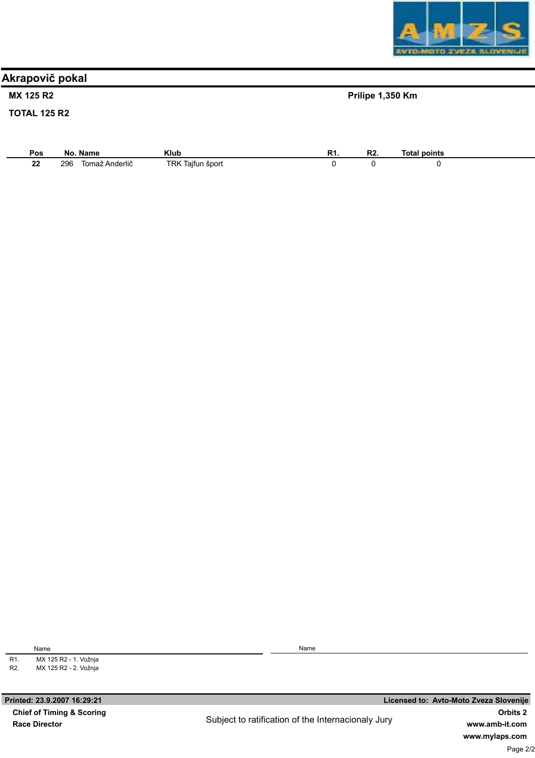# Akrapovič pokal

**MX 125 R2** — **Prilipe 1,350 Km**

**TOTAL 125 R2**

| Pos | No. | Name | Klub | R1. | R2. | Total points |
|---|---|---|---|---|---|---|
| **22** | 296 | Tomaž Anderlič | TRK Tajfun šport | 0 | 0 | 0 |

| | Name |
|---|---|
| R1. | MX 125 R2 - 1. Vožnja |
| R2. | MX 125 R2 - 2. Vožnja |

Name

**Printed: 23.9.2007 16:29:21** — **Licensed to: Avto-Moto Zveza Slovenije**

**Chief of Timing & Scoring**

**Race Director**

Subject to ratification of the Internacionaly Jury

**Orbits 2**
**www.amb-it.com**
**www.mylaps.com**